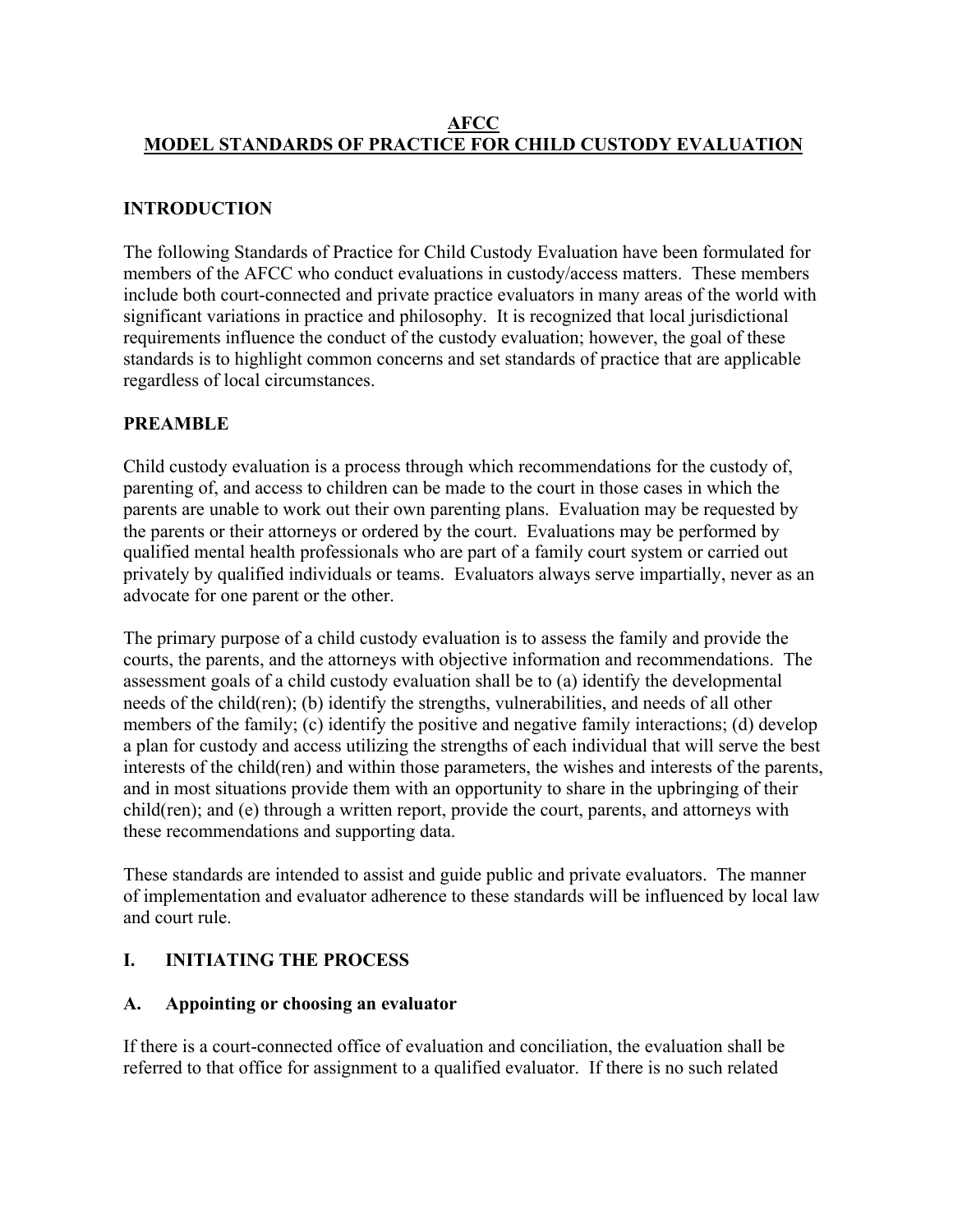# AFCC
# MODEL STANDARDS OF PRACTICE FOR CHILD CUSTODY EVALUATION

## INTRODUCTION

The following Standards of Practice for Child Custody Evaluation have been formulated for members of the AFCC who conduct evaluations in custody/access matters. These members include both court-connected and private practice evaluators in many areas of the world with significant variations in practice and philosophy. It is recognized that local jurisdictional requirements influence the conduct of the custody evaluation; however, the goal of these standards is to highlight common concerns and set standards of practice that are applicable regardless of local circumstances.

## PREAMBLE

Child custody evaluation is a process through which recommendations for the custody of, parenting of, and access to children can be made to the court in those cases in which the parents are unable to work out their own parenting plans. Evaluation may be requested by the parents or their attorneys or ordered by the court. Evaluations may be performed by qualified mental health professionals who are part of a family court system or carried out privately by qualified individuals or teams. Evaluators always serve impartially, never as an advocate for one parent or the other.

The primary purpose of a child custody evaluation is to assess the family and provide the courts, the parents, and the attorneys with objective information and recommendations. The assessment goals of a child custody evaluation shall be to (a) identify the developmental needs of the child(ren); (b) identify the strengths, vulnerabilities, and needs of all other members of the family; (c) identify the positive and negative family interactions; (d) develop a plan for custody and access utilizing the strengths of each individual that will serve the best interests of the child(ren) and within those parameters, the wishes and interests of the parents, and in most situations provide them with an opportunity to share in the upbringing of their child(ren); and (e) through a written report, provide the court, parents, and attorneys with these recommendations and supporting data.

These standards are intended to assist and guide public and private evaluators. The manner of implementation and evaluator adherence to these standards will be influenced by local law and court rule.

## I. INITIATING THE PROCESS

### A. Appointing or choosing an evaluator

If there is a court-connected office of evaluation and conciliation, the evaluation shall be referred to that office for assignment to a qualified evaluator. If there is no such related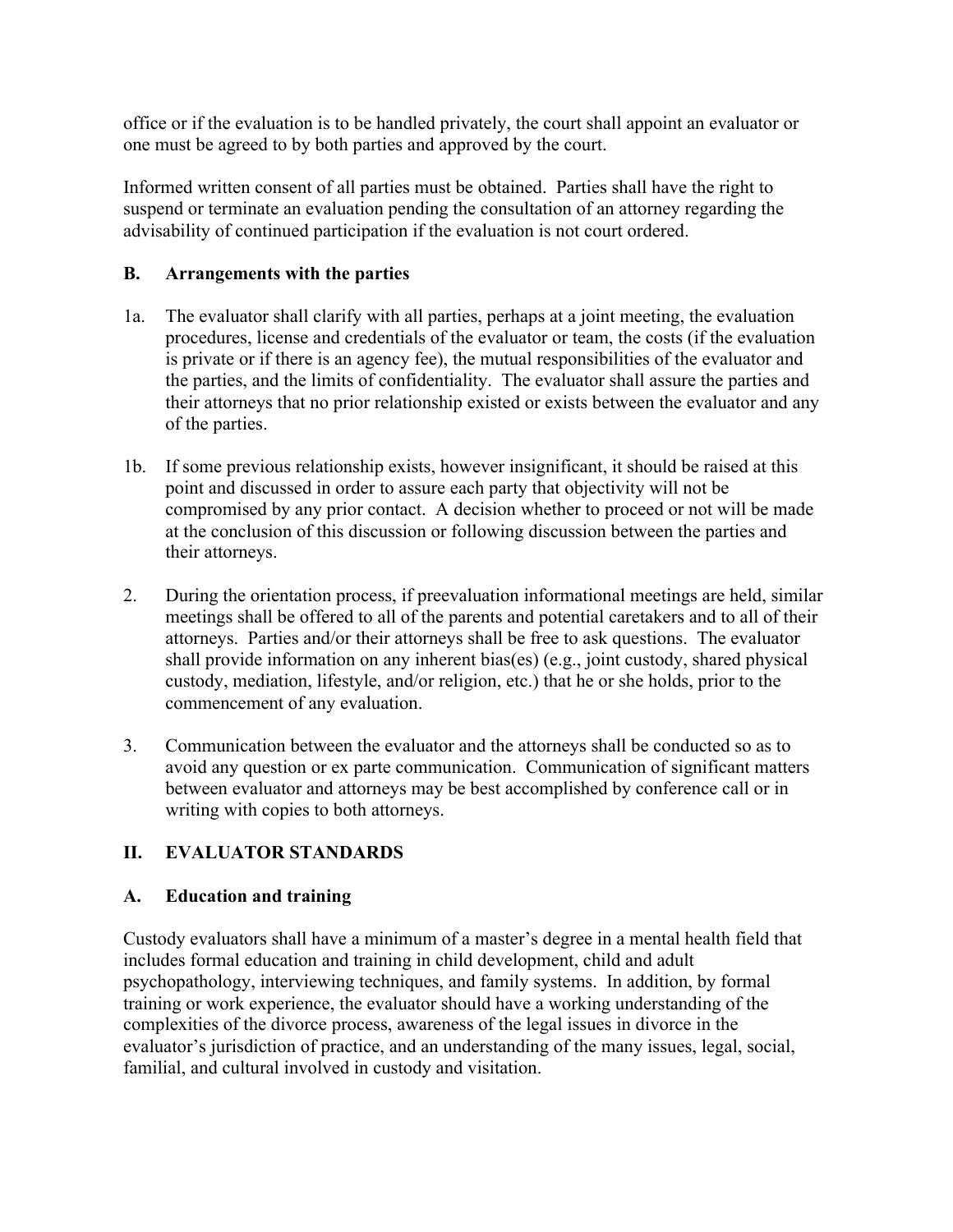office or if the evaluation is to be handled privately, the court shall appoint an evaluator or one must be agreed to by both parties and approved by the court.

Informed written consent of all parties must be obtained. Parties shall have the right to suspend or terminate an evaluation pending the consultation of an attorney regarding the advisability of continued participation if the evaluation is not court ordered.

### B. Arrangements with the parties

1a. The evaluator shall clarify with all parties, perhaps at a joint meeting, the evaluation procedures, license and credentials of the evaluator or team, the costs (if the evaluation is private or if there is an agency fee), the mutual responsibilities of the evaluator and the parties, and the limits of confidentiality. The evaluator shall assure the parties and their attorneys that no prior relationship existed or exists between the evaluator and any of the parties.

1b. If some previous relationship exists, however insignificant, it should be raised at this point and discussed in order to assure each party that objectivity will not be compromised by any prior contact. A decision whether to proceed or not will be made at the conclusion of this discussion or following discussion between the parties and their attorneys.

2. During the orientation process, if preevaluation informational meetings are held, similar meetings shall be offered to all of the parents and potential caretakers and to all of their attorneys. Parties and/or their attorneys shall be free to ask questions. The evaluator shall provide information on any inherent bias(es) (e.g., joint custody, shared physical custody, mediation, lifestyle, and/or religion, etc.) that he or she holds, prior to the commencement of any evaluation.

3. Communication between the evaluator and the attorneys shall be conducted so as to avoid any question or ex parte communication. Communication of significant matters between evaluator and attorneys may be best accomplished by conference call or in writing with copies to both attorneys.

## II. EVALUATOR STANDARDS

### A. Education and training

Custody evaluators shall have a minimum of a master's degree in a mental health field that includes formal education and training in child development, child and adult psychopathology, interviewing techniques, and family systems. In addition, by formal training or work experience, the evaluator should have a working understanding of the complexities of the divorce process, awareness of the legal issues in divorce in the evaluator's jurisdiction of practice, and an understanding of the many issues, legal, social, familial, and cultural involved in custody and visitation.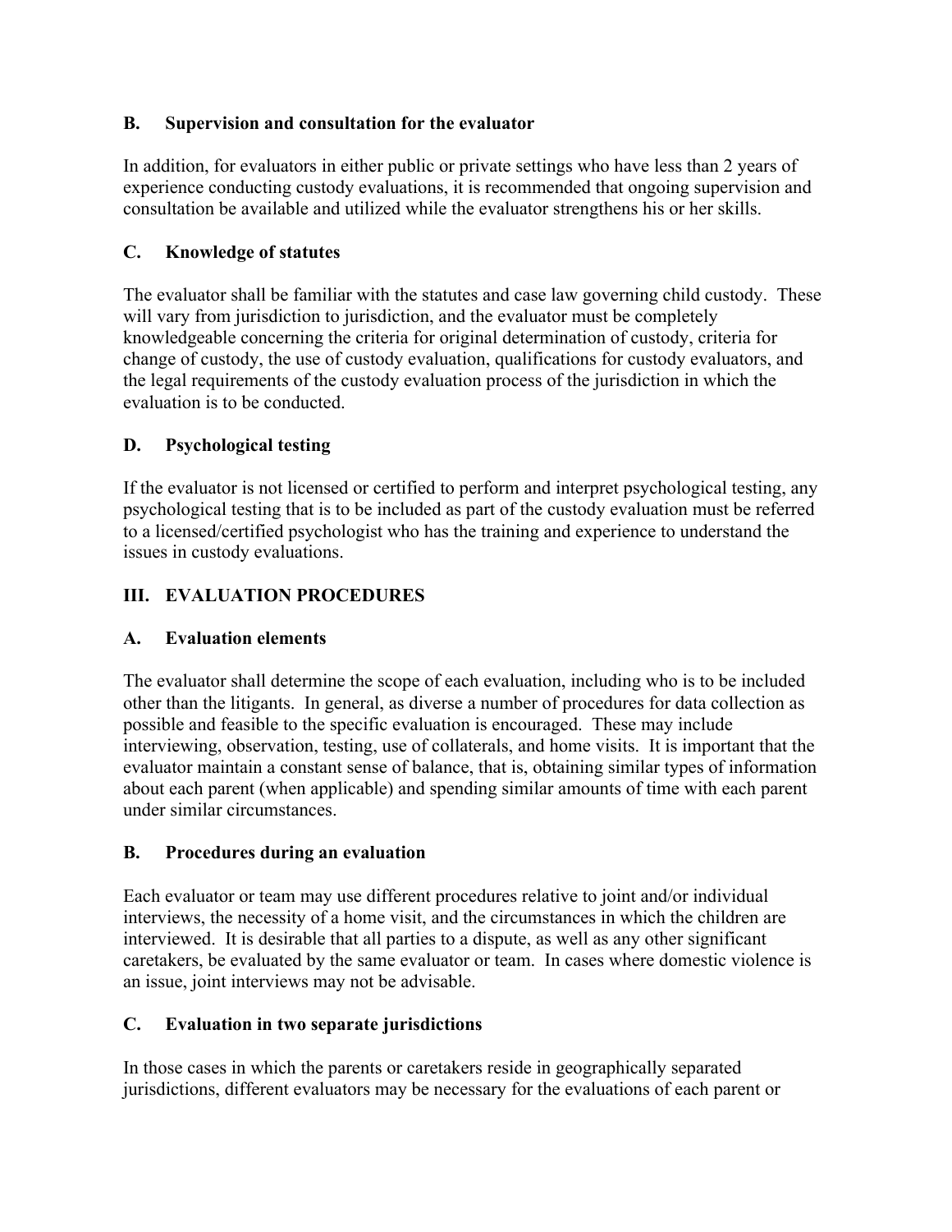### B. Supervision and consultation for the evaluator

In addition, for evaluators in either public or private settings who have less than 2 years of experience conducting custody evaluations, it is recommended that ongoing supervision and consultation be available and utilized while the evaluator strengthens his or her skills.

### C. Knowledge of statutes

The evaluator shall be familiar with the statutes and case law governing child custody. These will vary from jurisdiction to jurisdiction, and the evaluator must be completely knowledgeable concerning the criteria for original determination of custody, criteria for change of custody, the use of custody evaluation, qualifications for custody evaluators, and the legal requirements of the custody evaluation process of the jurisdiction in which the evaluation is to be conducted.

### D. Psychological testing

If the evaluator is not licensed or certified to perform and interpret psychological testing, any psychological testing that is to be included as part of the custody evaluation must be referred to a licensed/certified psychologist who has the training and experience to understand the issues in custody evaluations.

## III. EVALUATION PROCEDURES

### A. Evaluation elements

The evaluator shall determine the scope of each evaluation, including who is to be included other than the litigants. In general, as diverse a number of procedures for data collection as possible and feasible to the specific evaluation is encouraged. These may include interviewing, observation, testing, use of collaterals, and home visits. It is important that the evaluator maintain a constant sense of balance, that is, obtaining similar types of information about each parent (when applicable) and spending similar amounts of time with each parent under similar circumstances.

### B. Procedures during an evaluation

Each evaluator or team may use different procedures relative to joint and/or individual interviews, the necessity of a home visit, and the circumstances in which the children are interviewed. It is desirable that all parties to a dispute, as well as any other significant caretakers, be evaluated by the same evaluator or team. In cases where domestic violence is an issue, joint interviews may not be advisable.

### C. Evaluation in two separate jurisdictions

In those cases in which the parents or caretakers reside in geographically separated jurisdictions, different evaluators may be necessary for the evaluations of each parent or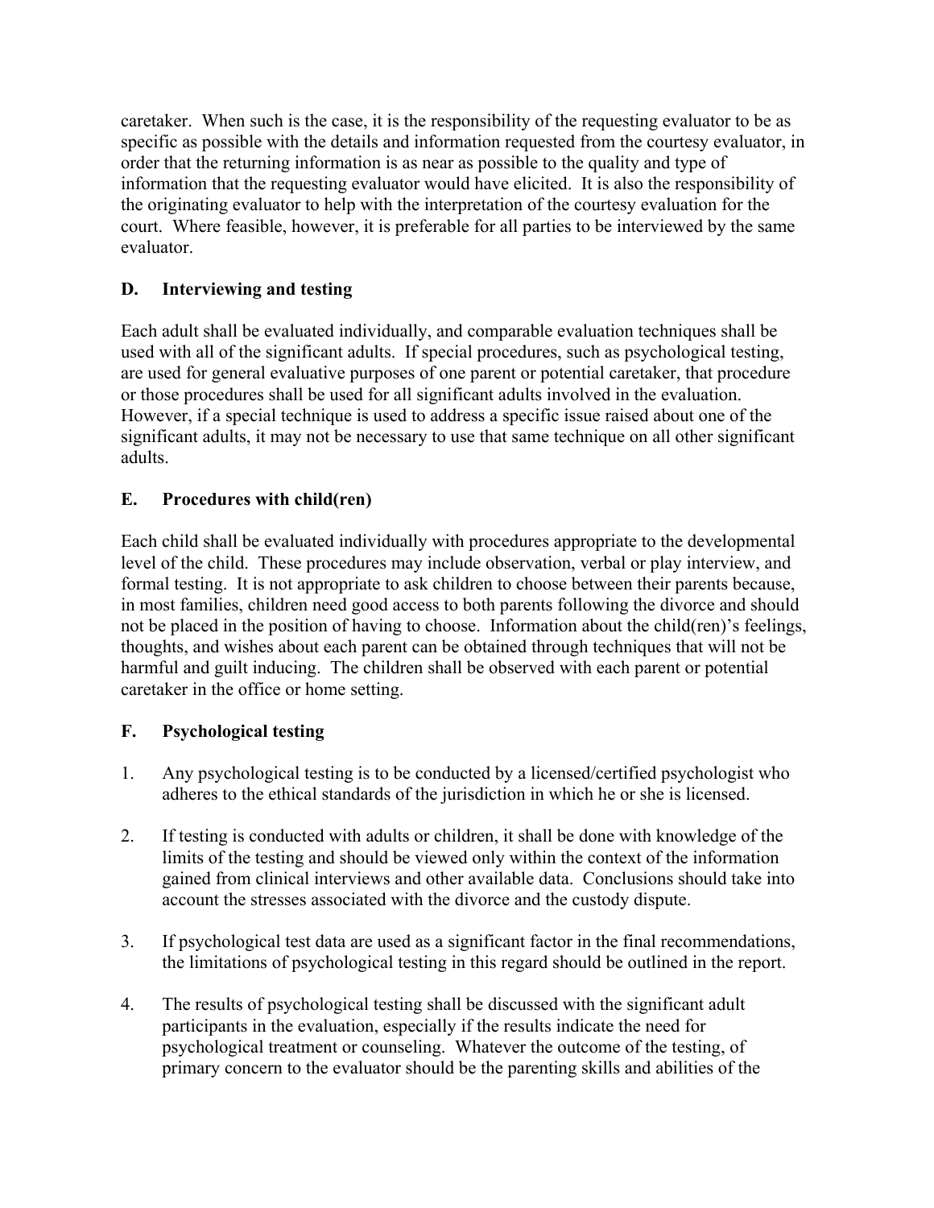caretaker. When such is the case, it is the responsibility of the requesting evaluator to be as specific as possible with the details and information requested from the courtesy evaluator, in order that the returning information is as near as possible to the quality and type of information that the requesting evaluator would have elicited. It is also the responsibility of the originating evaluator to help with the interpretation of the courtesy evaluation for the court. Where feasible, however, it is preferable for all parties to be interviewed by the same evaluator.

### D. Interviewing and testing

Each adult shall be evaluated individually, and comparable evaluation techniques shall be used with all of the significant adults. If special procedures, such as psychological testing, are used for general evaluative purposes of one parent or potential caretaker, that procedure or those procedures shall be used for all significant adults involved in the evaluation. However, if a special technique is used to address a specific issue raised about one of the significant adults, it may not be necessary to use that same technique on all other significant adults.

### E. Procedures with child(ren)

Each child shall be evaluated individually with procedures appropriate to the developmental level of the child. These procedures may include observation, verbal or play interview, and formal testing. It is not appropriate to ask children to choose between their parents because, in most families, children need good access to both parents following the divorce and should not be placed in the position of having to choose. Information about the child(ren)'s feelings, thoughts, and wishes about each parent can be obtained through techniques that will not be harmful and guilt inducing. The children shall be observed with each parent or potential caretaker in the office or home setting.

### F. Psychological testing

1. Any psychological testing is to be conducted by a licensed/certified psychologist who adheres to the ethical standards of the jurisdiction in which he or she is licensed.

2. If testing is conducted with adults or children, it shall be done with knowledge of the limits of the testing and should be viewed only within the context of the information gained from clinical interviews and other available data. Conclusions should take into account the stresses associated with the divorce and the custody dispute.

3. If psychological test data are used as a significant factor in the final recommendations, the limitations of psychological testing in this regard should be outlined in the report.

4. The results of psychological testing shall be discussed with the significant adult participants in the evaluation, especially if the results indicate the need for psychological treatment or counseling. Whatever the outcome of the testing, of primary concern to the evaluator should be the parenting skills and abilities of the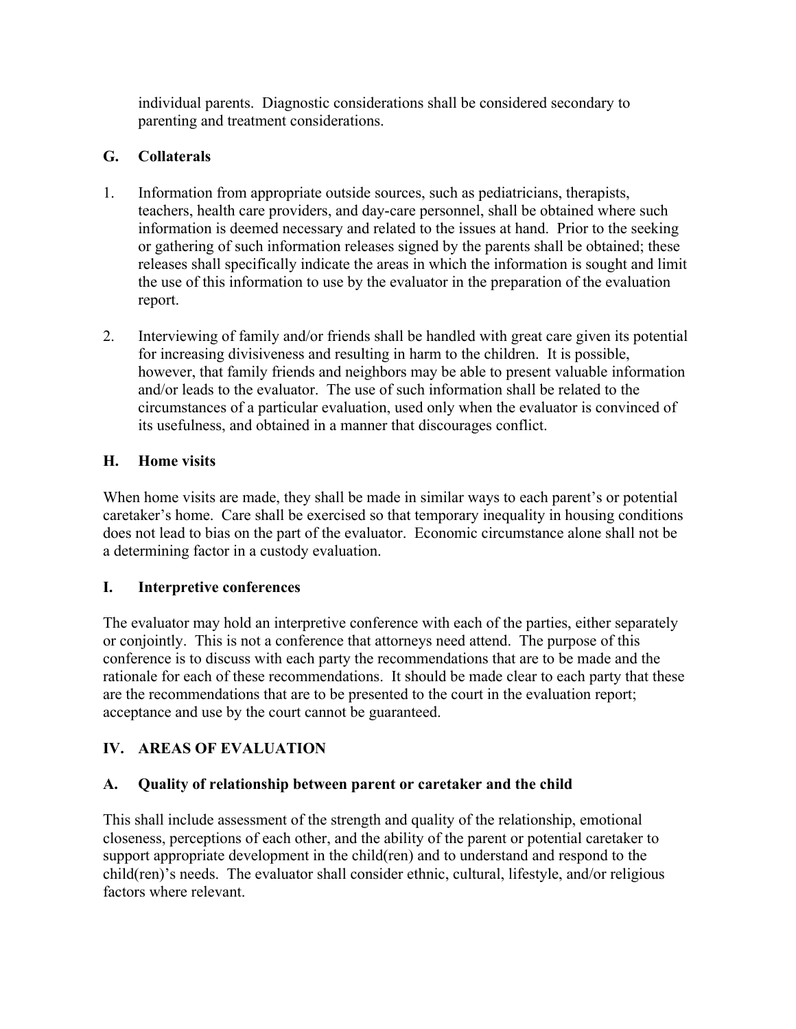individual parents. Diagnostic considerations shall be considered secondary to parenting and treatment considerations.

### G. Collaterals

1. Information from appropriate outside sources, such as pediatricians, therapists, teachers, health care providers, and day-care personnel, shall be obtained where such information is deemed necessary and related to the issues at hand. Prior to the seeking or gathering of such information releases signed by the parents shall be obtained; these releases shall specifically indicate the areas in which the information is sought and limit the use of this information to use by the evaluator in the preparation of the evaluation report.

2. Interviewing of family and/or friends shall be handled with great care given its potential for increasing divisiveness and resulting in harm to the children. It is possible, however, that family friends and neighbors may be able to present valuable information and/or leads to the evaluator. The use of such information shall be related to the circumstances of a particular evaluation, used only when the evaluator is convinced of its usefulness, and obtained in a manner that discourages conflict.

### H. Home visits

When home visits are made, they shall be made in similar ways to each parent's or potential caretaker's home. Care shall be exercised so that temporary inequality in housing conditions does not lead to bias on the part of the evaluator. Economic circumstance alone shall not be a determining factor in a custody evaluation.

### I. Interpretive conferences

The evaluator may hold an interpretive conference with each of the parties, either separately or conjointly. This is not a conference that attorneys need attend. The purpose of this conference is to discuss with each party the recommendations that are to be made and the rationale for each of these recommendations. It should be made clear to each party that these are the recommendations that are to be presented to the court in the evaluation report; acceptance and use by the court cannot be guaranteed.

## IV. AREAS OF EVALUATION

### A. Quality of relationship between parent or caretaker and the child

This shall include assessment of the strength and quality of the relationship, emotional closeness, perceptions of each other, and the ability of the parent or potential caretaker to support appropriate development in the child(ren) and to understand and respond to the child(ren)'s needs. The evaluator shall consider ethnic, cultural, lifestyle, and/or religious factors where relevant.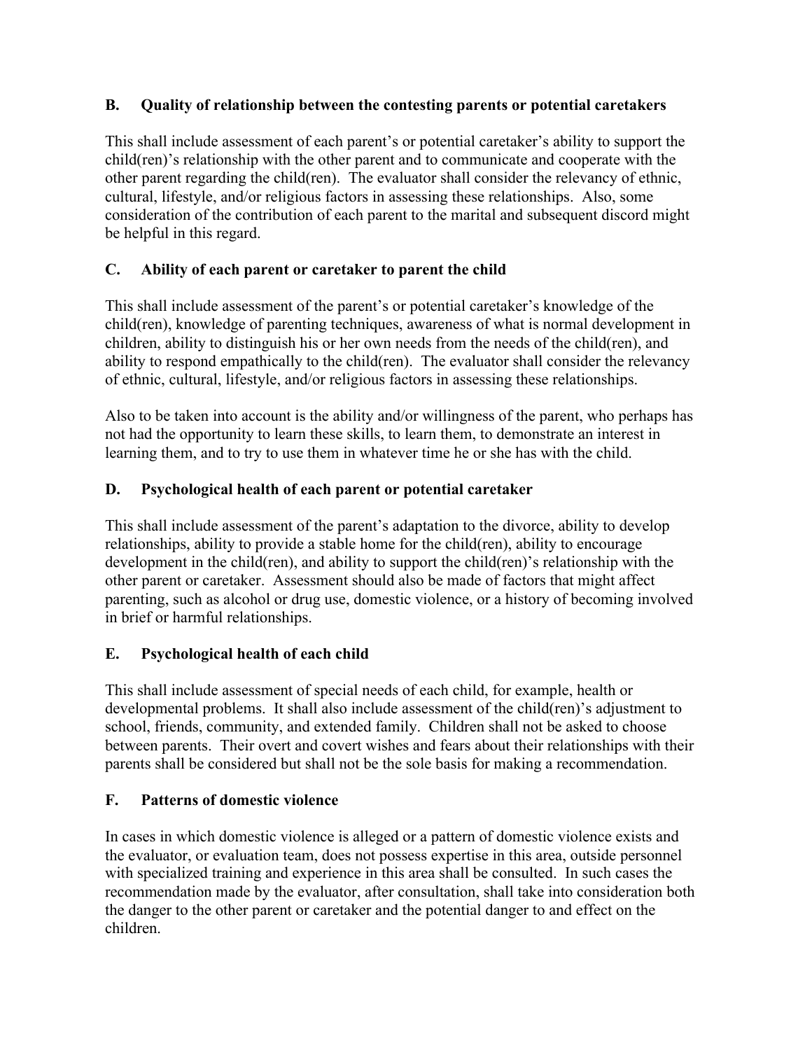### B. Quality of relationship between the contesting parents or potential caretakers

This shall include assessment of each parent's or potential caretaker's ability to support the child(ren)'s relationship with the other parent and to communicate and cooperate with the other parent regarding the child(ren). The evaluator shall consider the relevancy of ethnic, cultural, lifestyle, and/or religious factors in assessing these relationships. Also, some consideration of the contribution of each parent to the marital and subsequent discord might be helpful in this regard.

### C. Ability of each parent or caretaker to parent the child

This shall include assessment of the parent's or potential caretaker's knowledge of the child(ren), knowledge of parenting techniques, awareness of what is normal development in children, ability to distinguish his or her own needs from the needs of the child(ren), and ability to respond empathically to the child(ren). The evaluator shall consider the relevancy of ethnic, cultural, lifestyle, and/or religious factors in assessing these relationships.

Also to be taken into account is the ability and/or willingness of the parent, who perhaps has not had the opportunity to learn these skills, to learn them, to demonstrate an interest in learning them, and to try to use them in whatever time he or she has with the child.

### D. Psychological health of each parent or potential caretaker

This shall include assessment of the parent's adaptation to the divorce, ability to develop relationships, ability to provide a stable home for the child(ren), ability to encourage development in the child(ren), and ability to support the child(ren)'s relationship with the other parent or caretaker. Assessment should also be made of factors that might affect parenting, such as alcohol or drug use, domestic violence, or a history of becoming involved in brief or harmful relationships.

### E. Psychological health of each child

This shall include assessment of special needs of each child, for example, health or developmental problems. It shall also include assessment of the child(ren)'s adjustment to school, friends, community, and extended family. Children shall not be asked to choose between parents. Their overt and covert wishes and fears about their relationships with their parents shall be considered but shall not be the sole basis for making a recommendation.

### F. Patterns of domestic violence

In cases in which domestic violence is alleged or a pattern of domestic violence exists and the evaluator, or evaluation team, does not possess expertise in this area, outside personnel with specialized training and experience in this area shall be consulted. In such cases the recommendation made by the evaluator, after consultation, shall take into consideration both the danger to the other parent or caretaker and the potential danger to and effect on the children.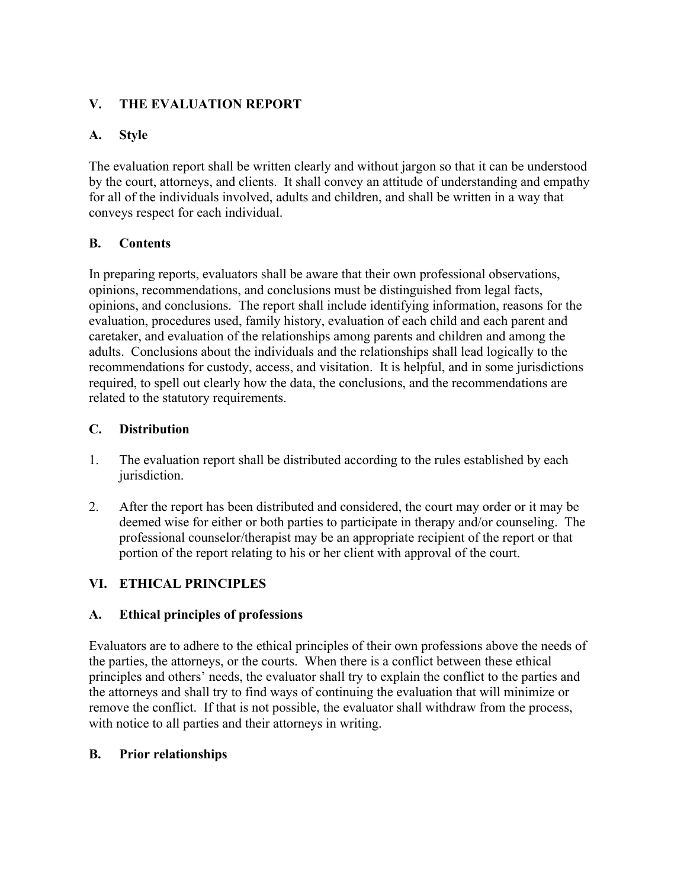## V. THE EVALUATION REPORT

### A. Style

The evaluation report shall be written clearly and without jargon so that it can be understood by the court, attorneys, and clients. It shall convey an attitude of understanding and empathy for all of the individuals involved, adults and children, and shall be written in a way that conveys respect for each individual.

### B. Contents

In preparing reports, evaluators shall be aware that their own professional observations, opinions, recommendations, and conclusions must be distinguished from legal facts, opinions, and conclusions. The report shall include identifying information, reasons for the evaluation, procedures used, family history, evaluation of each child and each parent and caretaker, and evaluation of the relationships among parents and children and among the adults. Conclusions about the individuals and the relationships shall lead logically to the recommendations for custody, access, and visitation. It is helpful, and in some jurisdictions required, to spell out clearly how the data, the conclusions, and the recommendations are related to the statutory requirements.

### C. Distribution

1. The evaluation report shall be distributed according to the rules established by each jurisdiction.
2. After the report has been distributed and considered, the court may order or it may be deemed wise for either or both parties to participate in therapy and/or counseling. The professional counselor/therapist may be an appropriate recipient of the report or that portion of the report relating to his or her client with approval of the court.

## VI. ETHICAL PRINCIPLES

### A. Ethical principles of professions

Evaluators are to adhere to the ethical principles of their own professions above the needs of the parties, the attorneys, or the courts. When there is a conflict between these ethical principles and others' needs, the evaluator shall try to explain the conflict to the parties and the attorneys and shall try to find ways of continuing the evaluation that will minimize or remove the conflict. If that is not possible, the evaluator shall withdraw from the process, with notice to all parties and their attorneys in writing.

### B. Prior relationships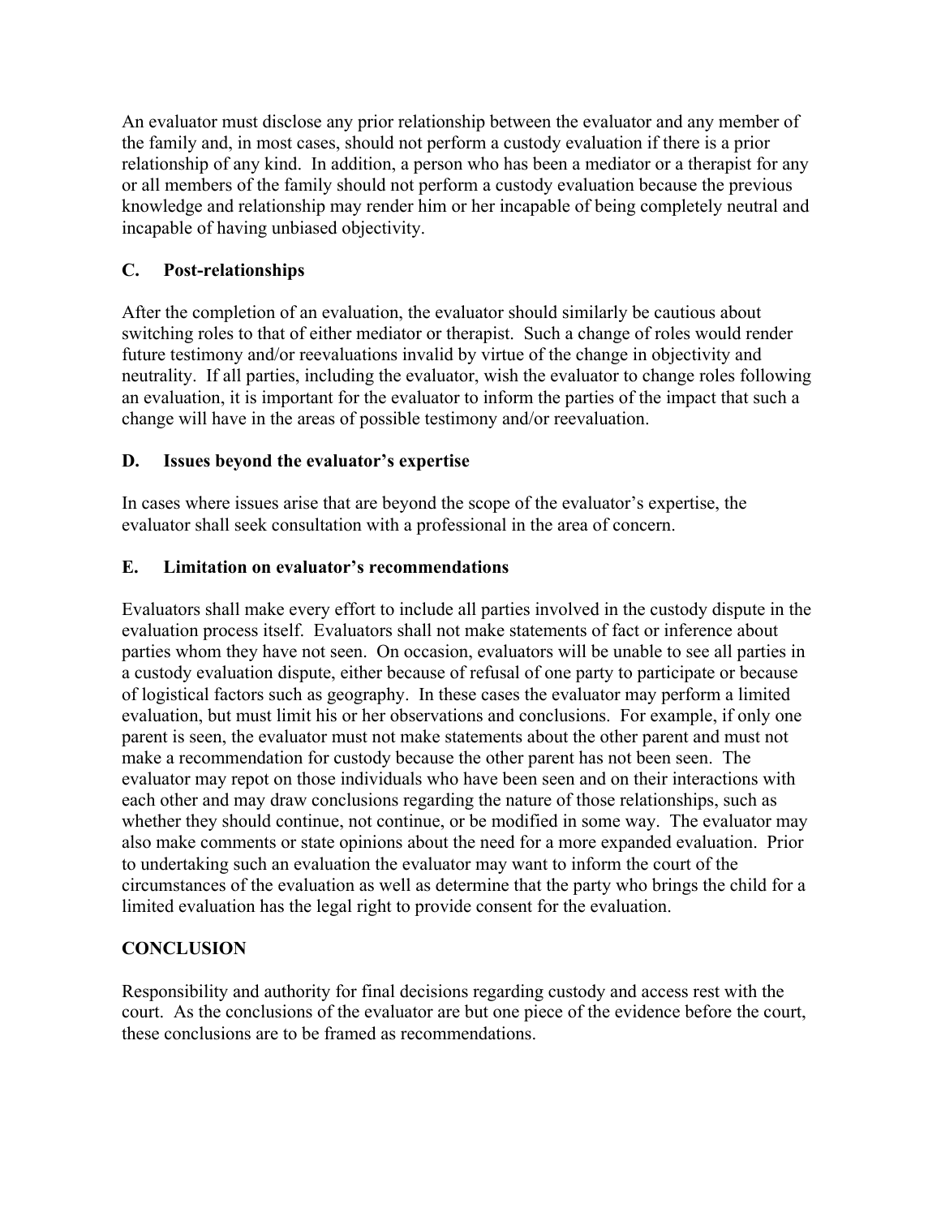An evaluator must disclose any prior relationship between the evaluator and any member of the family and, in most cases, should not perform a custody evaluation if there is a prior relationship of any kind. In addition, a person who has been a mediator or a therapist for any or all members of the family should not perform a custody evaluation because the previous knowledge and relationship may render him or her incapable of being completely neutral and incapable of having unbiased objectivity.

### C. Post-relationships

After the completion of an evaluation, the evaluator should similarly be cautious about switching roles to that of either mediator or therapist. Such a change of roles would render future testimony and/or reevaluations invalid by virtue of the change in objectivity and neutrality. If all parties, including the evaluator, wish the evaluator to change roles following an evaluation, it is important for the evaluator to inform the parties of the impact that such a change will have in the areas of possible testimony and/or reevaluation.

### D. Issues beyond the evaluator's expertise

In cases where issues arise that are beyond the scope of the evaluator's expertise, the evaluator shall seek consultation with a professional in the area of concern.

### E. Limitation on evaluator's recommendations

Evaluators shall make every effort to include all parties involved in the custody dispute in the evaluation process itself. Evaluators shall not make statements of fact or inference about parties whom they have not seen. On occasion, evaluators will be unable to see all parties in a custody evaluation dispute, either because of refusal of one party to participate or because of logistical factors such as geography. In these cases the evaluator may perform a limited evaluation, but must limit his or her observations and conclusions. For example, if only one parent is seen, the evaluator must not make statements about the other parent and must not make a recommendation for custody because the other parent has not been seen. The evaluator may repot on those individuals who have been seen and on their interactions with each other and may draw conclusions regarding the nature of those relationships, such as whether they should continue, not continue, or be modified in some way. The evaluator may also make comments or state opinions about the need for a more expanded evaluation. Prior to undertaking such an evaluation the evaluator may want to inform the court of the circumstances of the evaluation as well as determine that the party who brings the child for a limited evaluation has the legal right to provide consent for the evaluation.

## CONCLUSION

Responsibility and authority for final decisions regarding custody and access rest with the court. As the conclusions of the evaluator are but one piece of the evidence before the court, these conclusions are to be framed as recommendations.